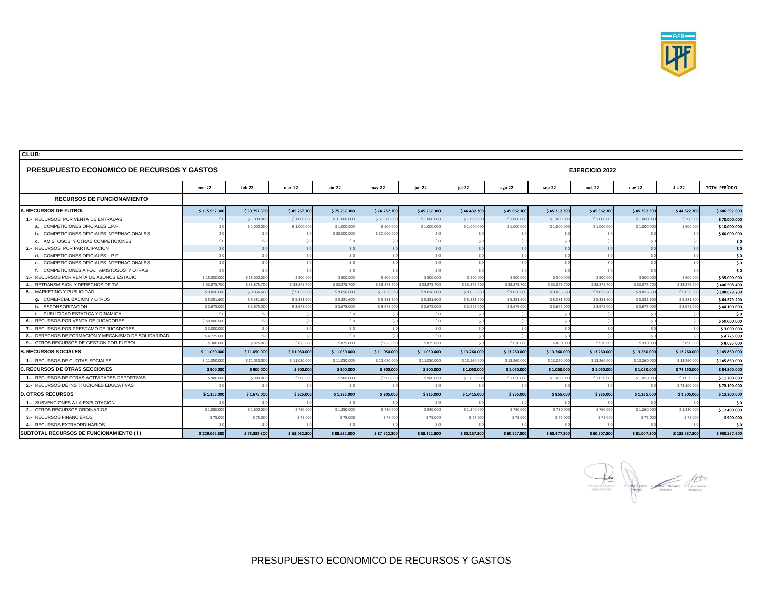**CLUB:**

## PRESUPUESTO ECONOMICO DE RECURSOS Y GASTOS

**EJERCICIO 2022**

| | ene-22 | feb-22 | mar-22 | abr-22 | may-22 | jun-22 | jul-22 | ago-22 | sep-22 | oct-22 | nov-22 | dic-22 | TOTAL PERÍODO |
|---|---|---|---|---|---|---|---|---|---|---|---|---|---|
| **RECURSOS DE FUNCIONAMIENTO** | | | | | | | | | | | | | |
| **A. RECURSOS DE FUTBOL** | $ 115.957.300 | $ 59.757.300 | $ 45.257.300 | $ 75.257.300 | $ 74.757.300 | $ 45.257.300 | $ 44.432.300 | $ 45.062.300 | $ 45.312.300 | $ 45.362.300 | $ 45.362.300 | $ 44.822.300 | $ 686.597.600 |
| 1.- RECURSOS POR VENTA DE ENTRADAS | $ 0 | $ 1.000.000 | $ 1.000.000 | $ 31.000.000 | $ 30.500.000 | $ 1.000.000 | $ 1.000.000 | $ 1.000.000 | $ 1.000.000 | $ 1.000.000 | $ 1.000.000 | $ 500.000 | $ 70.000.000 |
| a. COMPETICIONES OFICIALES L.P.F. | $ 0 | $ 1.000.000 | $ 1.000.000 | $ 1.000.000 | $ 500.000 | $ 1.000.000 | $ 1.000.000 | $ 1.000.000 | $ 1.000.000 | $ 1.000.000 | $ 1.000.000 | $ 500.000 | $ 10.000.000 |
| b. COMPETICIONES OFICIALES INTERNACIONALES | $ 0 | $ 0 | $ 0 | $ 30.000.000 | $ 30.000.000 | $ 0 | $ 0 | $ 0 | $ 0 | $ 0 | $ 0 | $ 0 | $ 60.000.000 |
| c. AMISTOSOS Y OTRAS COMPETICIONES | $ 0 | $ 0 | $ 0 | $ 0 | $ 0 | $ 0 | $ 0 | $ 0 | $ 0 | $ 0 | $ 0 | $ 0 | $ 0 |
| 2.- RECURSOS POR PARTICIPACION | $ 0 | $ 0 | $ 0 | $ 0 | $ 0 | $ 0 | $ 0 | $ 0 | $ 0 | $ 0 | $ 0 | $ 0 | $ 0 |
| d. COMPETICIONES OFICIALES L.P.F. | $ 0 | $ 0 | $ 0 | $ 0 | $ 0 | $ 0 | $ 0 | $ 0 | $ 0 | $ 0 | $ 0 | $ 0 | $ 0 |
| e. COMPETICIONES OFICIALES INTERNACIONALES | $ 0 | $ 0 | $ 0 | $ 0 | $ 0 | $ 0 | $ 0 | $ 0 | $ 0 | $ 0 | $ 0 | $ 0 | $ 0 |
| f. COMPETICIONES A.F.A., AMISTOSOS Y OTRAS | $ 0 | $ 0 | $ 0 | $ 0 | $ 0 | $ 0 | $ 0 | $ 0 | $ 0 | $ 0 | $ 0 | $ 0 | $ 0 |
| 3.- RECURSOS POR VENTA DE ABONOS ESTADIO | $ 15.000.000 | $ 15.000.000 | $ 500.000 | $ 500.000 | $ 500.000 | $ 500.000 | $ 500.000 | $ 500.000 | $ 500.000 | $ 500.000 | $ 500.000 | $ 500.000 | $ 35.000.000 |
| 4.- RETRANSMISION Y DERECHOS DE TV | $ 33.875.700 | $ 33.875.700 | $ 33.875.700 | $ 33.875.700 | $ 33.875.700 | $ 33.875.700 | $ 33.875.700 | $ 33.875.700 | $ 33.875.700 | $ 33.875.700 | $ 33.875.700 | $ 33.875.700 | $ 406.508.400 |
| 5.- MARKETING Y PUBLICIDAD | $ 9.056.600 | $ 9.056.600 | $ 9.056.600 | $ 9.056.600 | $ 9.056.600 | $ 9.056.600 | $ 9.056.600 | $ 9.056.600 | $ 9.056.600 | $ 9.056.600 | $ 9.056.600 | $ 9.056.600 | $ 108.679.200 |
| g. COMERCIALIZACION Y OTROS | $ 5.381.600 | $ 5.381.600 | $ 5.381.600 | $ 5.381.600 | $ 5.381.600 | $ 5.381.600 | $ 5.381.600 | $ 5.381.600 | $ 5.381.600 | $ 5.381.600 | $ 5.381.600 | $ 5.381.600 | $ 64.579.200 |
| h. ESPONSORIZACION | $ 3.675.000 | $ 3.675.000 | $ 3.675.000 | $ 3.675.000 | $ 3.675.000 | $ 3.675.000 | $ 3.675.000 | $ 3.675.000 | $ 3.675.000 | $ 3.675.000 | $ 3.675.000 | $ 3.675.000 | $ 44.100.000 |
| i. PUBLICIDAD ESTATICA Y DINAMICA | $ 0 | $ 0 | $ 0 | $ 0 | $ 0 | $ 0 | $ 0 | $ 0 | $ 0 | $ 0 | $ 0 | $ 0 | $ 0 |
| 6.- RECURSOS POR VENTA DE JUGADORES | $ 50.000.000 | $ 0 | $ 0 | $ 0 | $ 0 | $ 0 | $ 0 | $ 0 | $ 0 | $ 0 | $ 0 | $ 0 | $ 50.000.000 |
| 7.- RECURSOS POR PRESTAMO DE JUGADORES | $ 3.000.000 | $ 0 | $ 0 | $ 0 | $ 0 | $ 0 | $ 0 | $ 0 | $ 0 | $ 0 | $ 0 | $ 0 | $ 3.000.000 |
| 8.- DERECHOS DE FORMACION Y MECANISMO DE SOLIDARIDAD | $ 4.725.000 | $ 0 | $ 0 | $ 0 | $ 0 | $ 0 | $ 0 | $ 0 | $ 0 | $ 0 | $ 0 | $ 0 | $ 4.725.000 |
| 9.- OTROS RECURSOS DE GESTION POR FUTBOL | $ 300.000 | $ 825.000 | $ 825.000 | $ 825.000 | $ 825.000 | $ 825.000 | $ 0 | $ 630.000 | $ 880.000 | $ 930.000 | $ 930.000 | $ 890.000 | $ 8.685.000 |
| **B. RECURSOS SOCIALES** | $ 11.050.000 | $ 11.050.000 | $ 11.050.000 | $ 11.050.000 | $ 11.050.000 | $ 11.050.000 | $ 13.260.000 | $ 13.260.000 | $ 13.260.000 | $ 13.260.000 | $ 13.260.000 | $ 13.260.000 | $ 145.860.000 |
| 1.- RECURSOS DE CUOTAS SOCIALES | $ 11.050.000 | $ 11.050.000 | $ 11.050.000 | $ 11.050.000 | $ 11.050.000 | $ 11.050.000 | $ 13.260.000 | $ 13.260.000 | $ 13.260.000 | $ 13.260.000 | $ 13.260.000 | $ 13.260.000 | $ 145.860.000 |
| **C. RECURSOS DE OTRAS SECCIONES** | $ 900.000 | $ 900.000 | $ 900.000 | $ 900.000 | $ 900.000 | $ 900.000 | $ 1.050.000 | $ 1.050.000 | $ 1.050.000 | $ 1.050.000 | $ 1.050.000 | $ 74.150.000 | $ 84.800.000 |
| 1.- RECURSOS DE OTRAS ACTIVIDADES DEPORTIVAS | $ 900.000 | $ 900.000 | $ 900.000 | $ 900.000 | $ 900.000 | $ 900.000 | $ 1.050.000 | $ 1.050.000 | $ 1.050.000 | $ 1.050.000 | $ 1.050.000 | $ 1.050.000 | $ 11.700.000 |
| 2.- RECURSOS DE INSTITUCIONES EDUCATIVAS | $ 0 | $ 0 | $ 0 | $ 0 | $ 0 | $ 0 | $ 0 | $ 0 | $ 0 | $ 0 | $ 0 | $ 73.100.000 | $ 73.100.000 |
| **D. OTROS RECURSOS** | $ 1.155.000 | $ 1.675.000 | $ 825.000 | $ 1.325.000 | $ 805.000 | $ 915.000 | $ 1.415.000 | $ 855.000 | $ 855.000 | $ 835.000 | $ 1.335.000 | $ 1.305.000 | $ 13.300.000 |
| 1.- SUBVENCIONES A LA EXPLOTACION | $ 0 | $ 0 | $ 0 | $ 0 | $ 0 | $ 0 | $ 0 | $ 0 | $ 0 | $ 0 | $ 0 | $ 0 | $ 0 |
| 2.- OTROS RECURSOS ORDINARIOS | $ 1.080.000 | $ 1.600.000 | $ 750.000 | $ 1.250.000 | $ 730.000 | $ 840.000 | $ 1.340.000 | $ 780.000 | $ 780.000 | $ 760.000 | $ 1.260.000 | $ 1.230.000 | $ 12.400.000 |
| 3.- RECURSOS FINANCIEROS | $ 75.000 | $ 75.000 | $ 75.000 | $ 75.000 | $ 75.000 | $ 75.000 | $ 75.000 | $ 75.000 | $ 75.000 | $ 75.000 | $ 75.000 | $ 75.000 | $ 900.000 |
| 4.- RECURSOS EXTRAORDINARIOS | $ 0 | $ 0 | $ 0 | $ 0 | $ 0 | $ 0 | $ 0 | $ 0 | $ 0 | $ 0 | $ 0 | $ 0 | $ 0 |
| **SUBTOTAL RECURSOS DE FUNCIONAMIENTO ( I )** | $ 129.062.300 | $ 73.382.300 | $ 58.032.300 | $ 88.532.300 | $ 87.512.300 | $ 58.122.300 | $ 60.157.300 | $ 60.227.300 | $ 60.477.300 | $ 60.507.300 | $ 61.007.300 | $ 133.537.300 | $ 930.557.600 |

PRESUPUESTO ECONOMICO DE RECURSOS Y GASTOS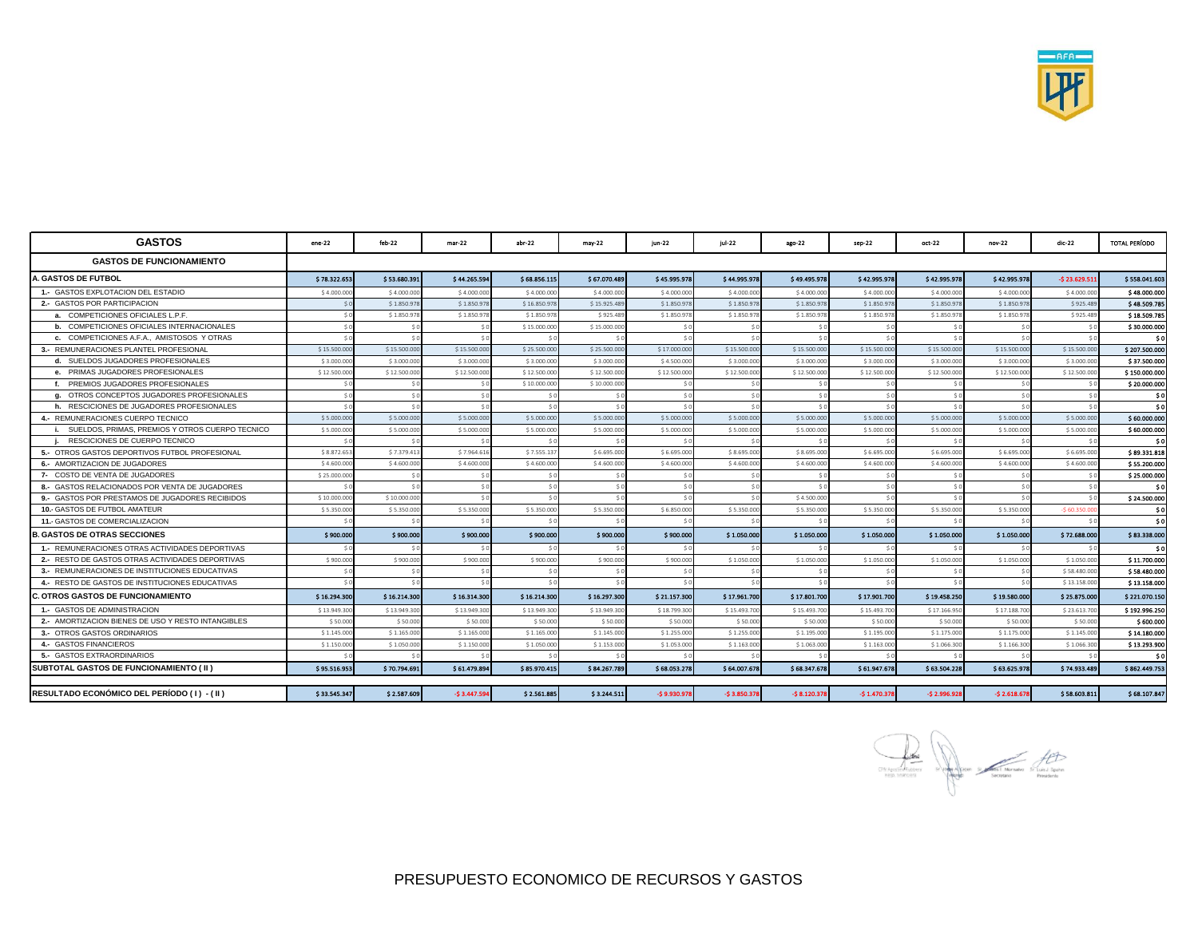| GASTOS | ene-22 | feb-22 | mar-22 | abr-22 | may-22 | jun-22 | jul-22 | ago-22 | sep-22 | oct-22 | nov-22 | dic-22 | TOTAL PERÍODO |
|---|---|---|---|---|---|---|---|---|---|---|---|---|---|
| **GASTOS DE FUNCIONAMIENTO** | | | | | | | | | | | | | |
| **A. GASTOS DE FUTBOL** | **$ 78.322.653** | **$ 53.680.391** | **$ 44.265.594** | **$ 68.856.115** | **$ 67.070.489** | **$ 45.995.978** | **$ 44.995.978** | **$ 49.495.978** | **$ 42.995.978** | **$ 42.995.978** | **$ 42.995.978** | **-$ 23.629.511** | **$ 558.041.603** |
| 1.- GASTOS EXPLOTACION DEL ESTADIO | $ 4.000.000 | $ 4.000.000 | $ 4.000.000 | $ 4.000.000 | $ 4.000.000 | $ 4.000.000 | $ 4.000.000 | $ 4.000.000 | $ 4.000.000 | $ 4.000.000 | $ 4.000.000 | $ 4.000.000 | **$ 48.000.000** |
| 2.- GASTOS POR PARTICIPACION | $ 0 | $ 1.850.978 | $ 1.850.978 | $ 16.850.978 | $ 15.925.489 | $ 1.850.978 | $ 1.850.978 | $ 1.850.978 | $ 1.850.978 | $ 1.850.978 | $ 1.850.978 | $ 925.489 | **$ 48.509.785** |
| a. COMPETICIONES OFICIALES L.P.F. | $ 0 | $ 1.850.978 | $ 1.850.978 | $ 1.850.978 | $ 925.489 | $ 1.850.978 | $ 1.850.978 | $ 1.850.978 | $ 1.850.978 | $ 1.850.978 | $ 1.850.978 | $ 925.489 | **$ 18.509.785** |
| b. COMPETICIONES OFICIALES INTERNACIONALES | $ 0 | $ 0 | $ 0 | $ 15.000.000 | $ 15.000.000 | $ 0 | $ 0 | $ 0 | $ 0 | $ 0 | $ 0 | $ 0 | **$ 30.000.000** |
| c. COMPETICIONES A.F.A., AMISTOSOS Y OTRAS | $ 0 | $ 0 | $ 0 | $ 0 | $ 0 | $ 0 | $ 0 | $ 0 | $ 0 | $ 0 | $ 0 | $ 0 | **$ 0** |
| 3.- REMUNERACIONES PLANTEL PROFESIONAL | $ 15.500.000 | $ 15.500.000 | $ 15.500.000 | $ 25.500.000 | $ 25.500.000 | $ 17.000.000 | $ 15.500.000 | $ 15.500.000 | $ 15.500.000 | $ 15.500.000 | $ 15.500.000 | $ 15.500.000 | **$ 207.500.000** |
| d. SUELDOS JUGADORES PROFESIONALES | $ 3.000.000 | $ 3.000.000 | $ 3.000.000 | $ 3.000.000 | $ 3.000.000 | $ 4.500.000 | $ 3.000.000 | $ 3.000.000 | $ 3.000.000 | $ 3.000.000 | $ 3.000.000 | $ 3.000.000 | **$ 37.500.000** |
| e. PRIMAS JUGADORES PROFESIONALES | $ 12.500.000 | $ 12.500.000 | $ 12.500.000 | $ 12.500.000 | $ 12.500.000 | $ 12.500.000 | $ 12.500.000 | $ 12.500.000 | $ 12.500.000 | $ 12.500.000 | $ 12.500.000 | $ 12.500.000 | **$ 150.000.000** |
| f. PREMIOS JUGADORES PROFESIONALES | $ 0 | $ 0 | $ 0 | $ 10.000.000 | $ 10.000.000 | $ 0 | $ 0 | $ 0 | $ 0 | $ 0 | $ 0 | $ 0 | **$ 20.000.000** |
| g. OTROS CONCEPTOS JUGADORES PROFESIONALES | $ 0 | $ 0 | $ 0 | $ 0 | $ 0 | $ 0 | $ 0 | $ 0 | $ 0 | $ 0 | $ 0 | $ 0 | **$ 0** |
| h. RESCICIONES DE JUGADORES PROFESIONALES | $ 0 | $ 0 | $ 0 | $ 0 | $ 0 | $ 0 | $ 0 | $ 0 | $ 0 | $ 0 | $ 0 | $ 0 | **$ 0** |
| 4.- REMUNERACIONES CUERPO TECNICO | $ 5.000.000 | $ 5.000.000 | $ 5.000.000 | $ 5.000.000 | $ 5.000.000 | $ 5.000.000 | $ 5.000.000 | $ 5.000.000 | $ 5.000.000 | $ 5.000.000 | $ 5.000.000 | $ 5.000.000 | **$ 60.000.000** |
| i. SUELDOS, PRIMAS, PREMIOS Y OTROS CUERPO TECNICO | $ 5.000.000 | $ 5.000.000 | $ 5.000.000 | $ 5.000.000 | $ 5.000.000 | $ 5.000.000 | $ 5.000.000 | $ 5.000.000 | $ 5.000.000 | $ 5.000.000 | $ 5.000.000 | $ 5.000.000 | **$ 60.000.000** |
| j. RESCICIONES DE CUERPO TECNICO | $ 0 | $ 0 | $ 0 | $ 0 | $ 0 | $ 0 | $ 0 | $ 0 | $ 0 | $ 0 | $ 0 | $ 0 | **$ 0** |
| 5.- OTROS GASTOS DEPORTIVOS FUTBOL PROFESIONAL | $ 8.872.653 | $ 7.379.413 | $ 7.964.616 | $ 7.555.137 | $ 6.695.000 | $ 6.695.000 | $ 8.695.000 | $ 8.695.000 | $ 6.695.000 | $ 6.695.000 | $ 6.695.000 | $ 6.695.000 | **$ 89.331.818** |
| 6.- AMORTIZACION DE JUGADORES | $ 4.600.000 | $ 4.600.000 | $ 4.600.000 | $ 4.600.000 | $ 4.600.000 | $ 4.600.000 | $ 4.600.000 | $ 4.600.000 | $ 4.600.000 | $ 4.600.000 | $ 4.600.000 | $ 4.600.000 | **$ 55.200.000** |
| 7- COSTO DE VENTA DE JUGADORES | $ 25.000.000 | $ 0 | $ 0 | $ 0 | $ 0 | $ 0 | $ 0 | $ 0 | $ 0 | $ 0 | $ 0 | $ 0 | **$ 25.000.000** |
| 8.- GASTOS RELACIONADOS POR VENTA DE JUGADORES | $ 0 | $ 0 | $ 0 | $ 0 | $ 0 | $ 0 | $ 0 | $ 0 | $ 0 | $ 0 | $ 0 | $ 0 | **$ 0** |
| 9.- GASTOS POR PRESTAMOS DE JUGADORES RECIBIDOS | $ 10.000.000 | $ 10.000.000 | $ 0 | $ 0 | $ 0 | $ 0 | $ 0 | $ 4.500.000 | $ 0 | $ 0 | $ 0 | $ 0 | **$ 24.500.000** |
| 10.- GASTOS DE FUTBOL AMATEUR | $ 5.350.000 | $ 5.350.000 | $ 5.350.000 | $ 5.350.000 | $ 5.350.000 | $ 6.850.000 | $ 5.350.000 | $ 5.350.000 | $ 5.350.000 | $ 5.350.000 | $ 5.350.000 | -$ 60.350.000 | **$ 0** |
| 11.- GASTOS DE COMERCIALIZACION | $ 0 | $ 0 | $ 0 | $ 0 | $ 0 | $ 0 | $ 0 | $ 0 | $ 0 | $ 0 | $ 0 | $ 0 | **$ 0** |
| **B. GASTOS DE OTRAS SECCIONES** | **$ 900.000** | **$ 900.000** | **$ 900.000** | **$ 900.000** | **$ 900.000** | **$ 900.000** | **$ 1.050.000** | **$ 1.050.000** | **$ 1.050.000** | **$ 1.050.000** | **$ 1.050.000** | **$ 72.688.000** | **$ 83.338.000** |
| 1.- REMUNERACIONES OTRAS ACTIVIDADES DEPORTIVAS | $ 0 | $ 0 | $ 0 | $ 0 | $ 0 | $ 0 | $ 0 | $ 0 | $ 0 | $ 0 | $ 0 | $ 0 | **$ 0** |
| 2.- RESTO DE GASTOS OTRAS ACTIVIDADES DEPORTIVAS | $ 900.000 | $ 900.000 | $ 900.000 | $ 900.000 | $ 900.000 | $ 900.000 | $ 1.050.000 | $ 1.050.000 | $ 1.050.000 | $ 1.050.000 | $ 1.050.000 | $ 1.050.000 | **$ 11.700.000** |
| 3.- REMUNERACIONES DE INSTITUCIONES EDUCATIVAS | $ 0 | $ 0 | $ 0 | $ 0 | $ 0 | $ 0 | $ 0 | $ 0 | $ 0 | $ 0 | $ 0 | $ 58.480.000 | **$ 58.480.000** |
| 4.- RESTO DE GASTOS DE INSTITUCIONES EDUCATIVAS | $ 0 | $ 0 | $ 0 | $ 0 | $ 0 | $ 0 | $ 0 | $ 0 | $ 0 | $ 0 | $ 0 | $ 13.158.000 | **$ 13.158.000** |
| **C. OTROS GASTOS DE FUNCIONAMIENTO** | **$ 16.294.300** | **$ 16.214.300** | **$ 16.314.300** | **$ 16.214.300** | **$ 16.297.300** | **$ 21.157.300** | **$ 17.961.700** | **$ 17.801.700** | **$ 17.901.700** | **$ 19.458.250** | **$ 19.580.000** | **$ 25.875.000** | **$ 221.070.150** |
| 1.- GASTOS DE ADMINISTRACION | $ 13.949.300 | $ 13.949.300 | $ 13.949.300 | $ 13.949.300 | $ 13.949.300 | $ 18.799.300 | $ 15.493.700 | $ 15.493.700 | $ 15.493.700 | $ 17.166.950 | $ 17.188.700 | $ 23.613.700 | **$ 192.996.250** |
| 2.- AMORTIZACION BIENES DE USO Y RESTO INTANGIBLES | $ 50.000 | $ 50.000 | $ 50.000 | $ 50.000 | $ 50.000 | $ 50.000 | $ 50.000 | $ 50.000 | $ 50.000 | $ 50.000 | $ 50.000 | $ 50.000 | **$ 600.000** |
| 3.- OTROS GASTOS ORDINARIOS | $ 1.145.000 | $ 1.165.000 | $ 1.165.000 | $ 1.165.000 | $ 1.145.000 | $ 1.255.000 | $ 1.255.000 | $ 1.195.000 | $ 1.195.000 | $ 1.175.000 | $ 1.175.000 | $ 1.145.000 | **$ 14.180.000** |
| 4.- GASTOS FINANCIEROS | $ 1.150.000 | $ 1.050.000 | $ 1.150.000 | $ 1.050.000 | $ 1.153.000 | $ 1.053.000 | $ 1.163.000 | $ 1.063.000 | $ 1.163.000 | $ 1.066.300 | $ 1.166.300 | $ 1.066.300 | **$ 13.293.900** |
| 5.- GASTOS EXTRAORDINARIOS | $ 0 | $ 0 | $ 0 | $ 0 | $ 0 | $ 0 | $ 0 | $ 0 | $ 0 | $ 0 | $ 0 | $ 0 | **$ 0** |
| **SUBTOTAL GASTOS DE FUNCIONAMIENTO ( II )** | **$ 95.516.953** | **$ 70.794.691** | **$ 61.479.894** | **$ 85.970.415** | **$ 84.267.789** | **$ 68.053.278** | **$ 64.007.678** | **$ 68.347.678** | **$ 61.947.678** | **$ 63.504.228** | **$ 63.625.978** | **$ 74.933.489** | **$ 862.449.753** |
| | | | | | | | | | | | | | |
| **RESULTADO ECONÓMICO DEL PERÍODO ( I ) - ( II )** | **$ 33.545.347** | **$ 2.587.609** | **-$ 3.447.594** | **$ 2.561.885** | **$ 3.244.511** | **-$ 9.930.978** | **-$ 3.850.378** | **-$ 8.120.378** | **-$ 1.470.378** | **-$ 2.996.928** | **-$ 2.618.678** | **$ 58.603.811** | **$ 68.107.847** |

PRESUPUESTO ECONOMICO DE RECURSOS Y GASTOS